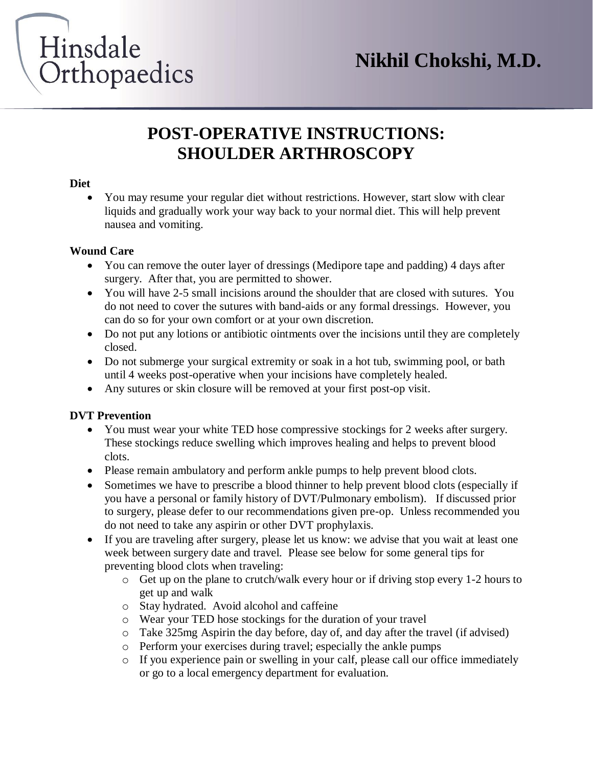Hinsdale Orthopaedics

**Nikhil Chokshi, M.D.**

# POST-OPERATIVE INSTRUCTIONS: SHOULDER ARTHROSCOPY

**Diet**

- You may resume your regular diet without restrictions. However, start slow with clear liquids and gradually work your way back to your normal diet. This will help prevent nausea and vomiting.

**Wound Care**

- You can remove the outer layer of dressings (Medipore tape and padding) 4 days after surgery. After that, you are permitted to shower.
- You will have 2-5 small incisions around the shoulder that are closed with sutures. You do not need to cover the sutures with band-aids or any formal dressings. However, you can do so for your own comfort or at your own discretion.
- Do not put any lotions or antibiotic ointments over the incisions until they are completely closed.
- Do not submerge your surgical extremity or soak in a hot tub, swimming pool, or bath until 4 weeks post-operative when your incisions have completely healed.
- Any sutures or skin closure will be removed at your first post-op visit.

**DVT Prevention**

- You must wear your white TED hose compressive stockings for 2 weeks after surgery. These stockings reduce swelling which improves healing and helps to prevent blood clots.
- Please remain ambulatory and perform ankle pumps to help prevent blood clots.
- Sometimes we have to prescribe a blood thinner to help prevent blood clots (especially if you have a personal or family history of DVT/Pulmonary embolism). If discussed prior to surgery, please defer to our recommendations given pre-op. Unless recommended you do not need to take any aspirin or other DVT prophylaxis.
- If you are traveling after surgery, please let us know: we advise that you wait at least one week between surgery date and travel. Please see below for some general tips for preventing blood clots when traveling:
    - Get up on the plane to crutch/walk every hour or if driving stop every 1-2 hours to get up and walk
    - Stay hydrated. Avoid alcohol and caffeine
    - Wear your TED hose stockings for the duration of your travel
    - Take 325mg Aspirin the day before, day of, and day after the travel (if advised)
    - Perform your exercises during travel; especially the ankle pumps
    - If you experience pain or swelling in your calf, please call our office immediately or go to a local emergency department for evaluation.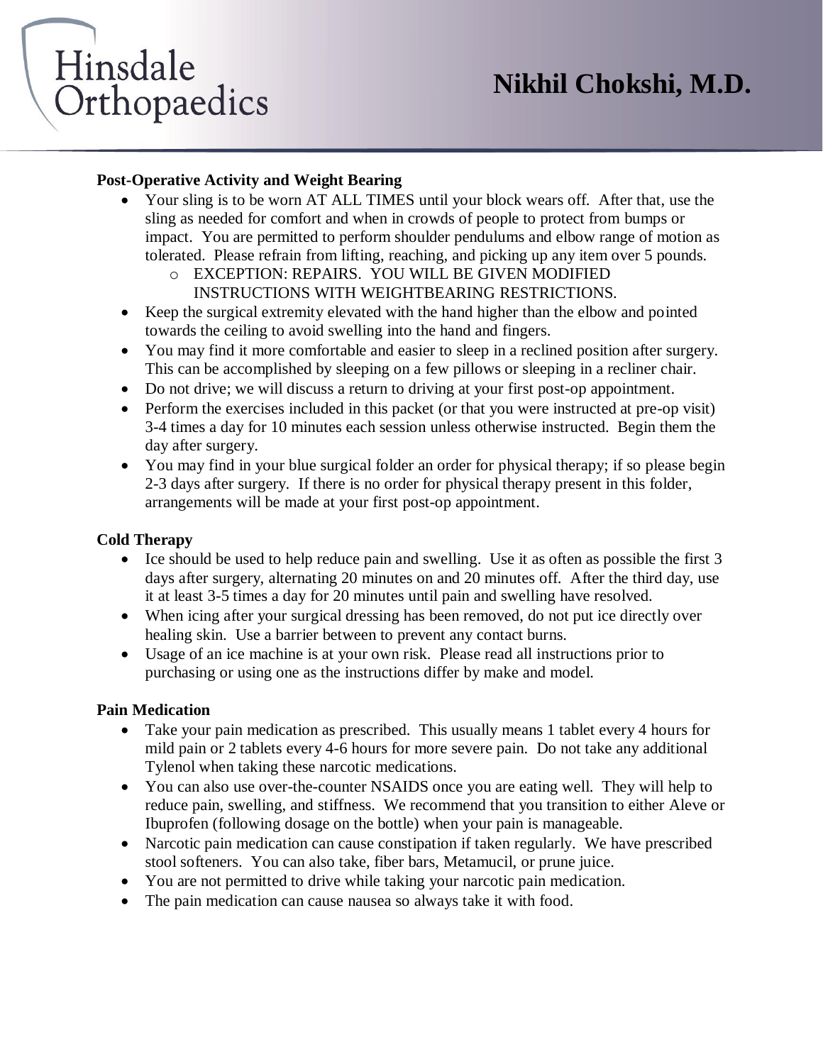**Post-Operative Activity and Weight Bearing**

- Your sling is to be worn AT ALL TIMES until your block wears off. After that, use the sling as needed for comfort and when in crowds of people to protect from bumps or impact. You are permitted to perform shoulder pendulums and elbow range of motion as tolerated. Please refrain from lifting, reaching, and picking up any item over 5 pounds.
  - EXCEPTION: REPAIRS. YOU WILL BE GIVEN MODIFIED INSTRUCTIONS WITH WEIGHTBEARING RESTRICTIONS.
- Keep the surgical extremity elevated with the hand higher than the elbow and pointed towards the ceiling to avoid swelling into the hand and fingers.
- You may find it more comfortable and easier to sleep in a reclined position after surgery. This can be accomplished by sleeping on a few pillows or sleeping in a recliner chair.
- Do not drive; we will discuss a return to driving at your first post-op appointment.
- Perform the exercises included in this packet (or that you were instructed at pre-op visit) 3-4 times a day for 10 minutes each session unless otherwise instructed. Begin them the day after surgery.
- You may find in your blue surgical folder an order for physical therapy; if so please begin 2-3 days after surgery. If there is no order for physical therapy present in this folder, arrangements will be made at your first post-op appointment.

**Cold Therapy**

- Ice should be used to help reduce pain and swelling. Use it as often as possible the first 3 days after surgery, alternating 20 minutes on and 20 minutes off. After the third day, use it at least 3-5 times a day for 20 minutes until pain and swelling have resolved.
- When icing after your surgical dressing has been removed, do not put ice directly over healing skin. Use a barrier between to prevent any contact burns.
- Usage of an ice machine is at your own risk. Please read all instructions prior to purchasing or using one as the instructions differ by make and model.

**Pain Medication**

- Take your pain medication as prescribed. This usually means 1 tablet every 4 hours for mild pain or 2 tablets every 4-6 hours for more severe pain. Do not take any additional Tylenol when taking these narcotic medications.
- You can also use over-the-counter NSAIDS once you are eating well. They will help to reduce pain, swelling, and stiffness. We recommend that you transition to either Aleve or Ibuprofen (following dosage on the bottle) when your pain is manageable.
- Narcotic pain medication can cause constipation if taken regularly. We have prescribed stool softeners. You can also take, fiber bars, Metamucil, or prune juice.
- You are not permitted to drive while taking your narcotic pain medication.
- The pain medication can cause nausea so always take it with food.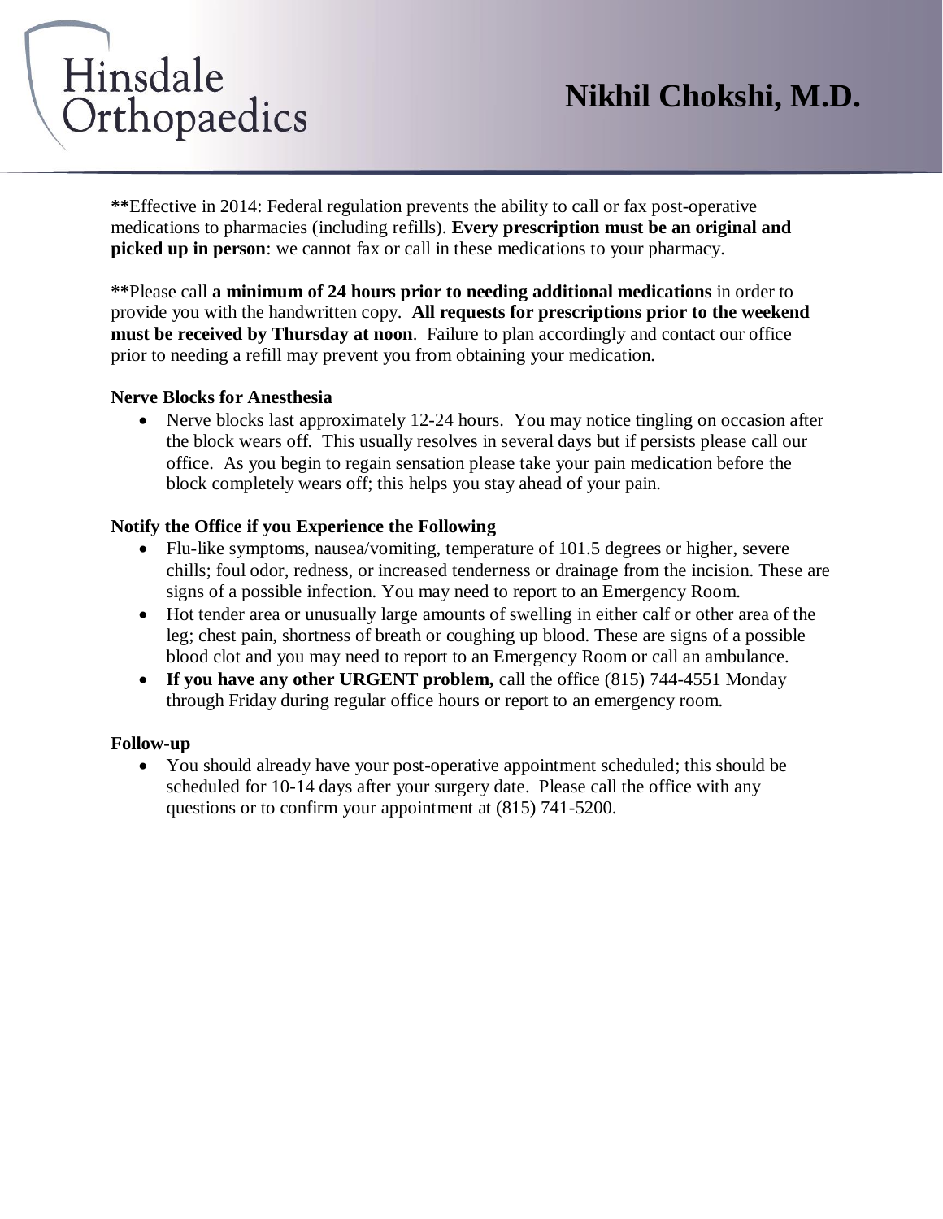Hinsdale Orthopaedics

**Nikhil Chokshi, M.D.**

**Effective in 2014: Federal regulation prevents the ability to call or fax post-operative medications to pharmacies (including refills). **Every prescription must be an original and picked up in person**: we cannot fax or call in these medications to your pharmacy.

**Please call **a minimum of 24 hours prior to needing additional medications** in order to provide you with the handwritten copy. **All requests for prescriptions prior to the weekend must be received by Thursday at noon**. Failure to plan accordingly and contact our office prior to needing a refill may prevent you from obtaining your medication.

**Nerve Blocks for Anesthesia**

- Nerve blocks last approximately 12-24 hours. You may notice tingling on occasion after the block wears off. This usually resolves in several days but if persists please call our office. As you begin to regain sensation please take your pain medication before the block completely wears off; this helps you stay ahead of your pain.

**Notify the Office if you Experience the Following**

- Flu-like symptoms, nausea/vomiting, temperature of 101.5 degrees or higher, severe chills; foul odor, redness, or increased tenderness or drainage from the incision. These are signs of a possible infection. You may need to report to an Emergency Room.
- Hot tender area or unusually large amounts of swelling in either calf or other area of the leg; chest pain, shortness of breath or coughing up blood. These are signs of a possible blood clot and you may need to report to an Emergency Room or call an ambulance.
- **If you have any other URGENT problem,** call the office (815) 744-4551 Monday through Friday during regular office hours or report to an emergency room.

**Follow-up**

- You should already have your post-operative appointment scheduled; this should be scheduled for 10-14 days after your surgery date. Please call the office with any questions or to confirm your appointment at (815) 741-5200.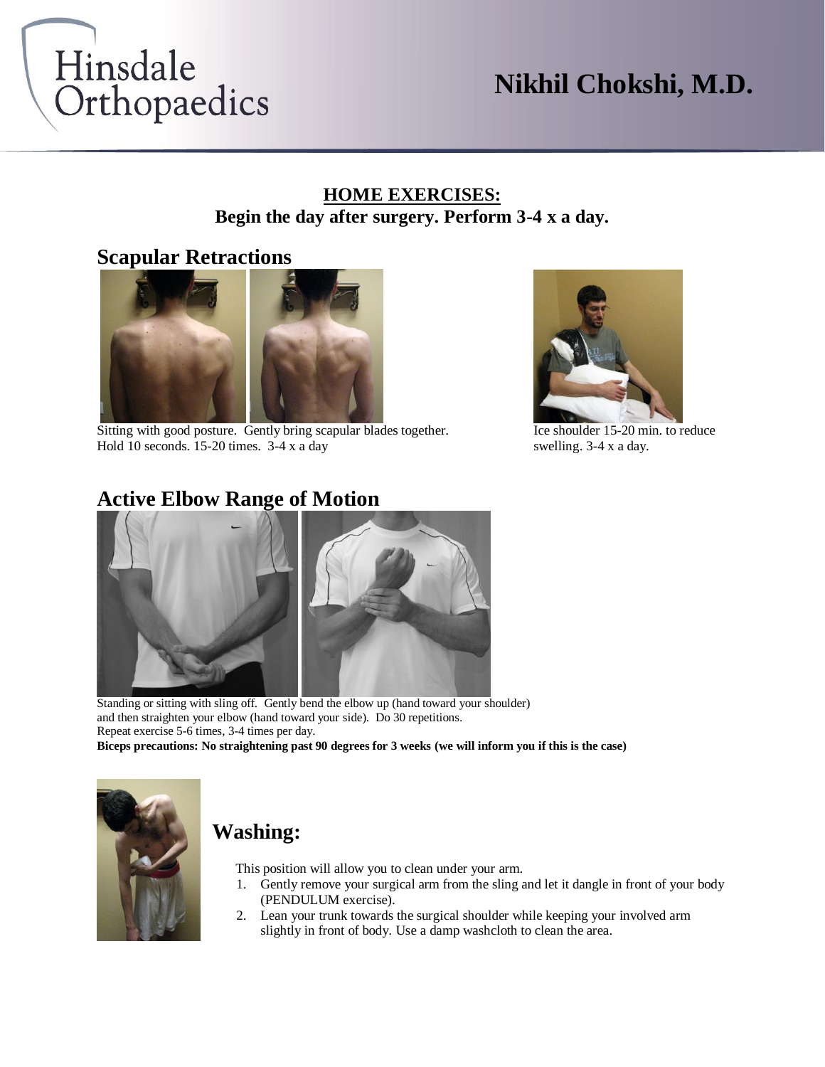Hinsdale Orthopaedics

# Nikhil Chokshi, M.D.

## HOME EXERCISES:

**Begin the day after surgery. Perform 3-4 x a day.**

## Scapular Retractions

Sitting with good posture. Gently bring scapular blades together. Hold 10 seconds. 15-20 times. 3-4 x a day

Ice shoulder 15-20 min. to reduce swelling. 3-4 x a day.

## Active Elbow Range of Motion

Standing or sitting with sling off. Gently bend the elbow up (hand toward your shoulder) and then straighten your elbow (hand toward your side). Do 30 repetitions.
Repeat exercise 5-6 times, 3-4 times per day.
**Biceps precautions: No straightening past 90 degrees for 3 weeks (we will inform you if this is the case)**

## Washing:

This position will allow you to clean under your arm.

1. Gently remove your surgical arm from the sling and let it dangle in front of your body (PENDULUM exercise).
2. Lean your trunk towards the surgical shoulder while keeping your involved arm slightly in front of body. Use a damp washcloth to clean the area.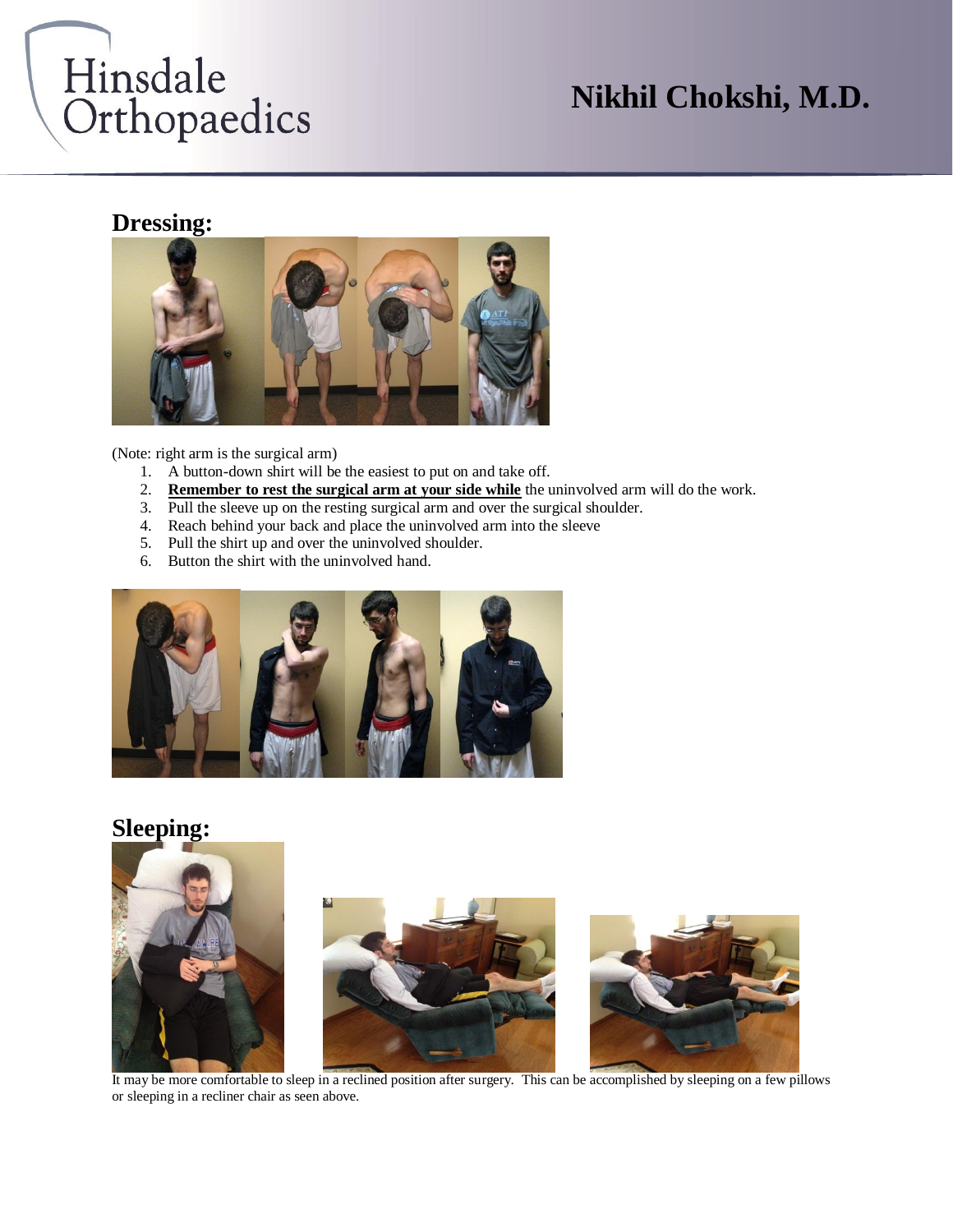## Dressing:

(Note: right arm is the surgical arm)

1. A button-down shirt will be the easiest to put on and take off.
2. **Remember to rest the surgical arm at your side while** the uninvolved arm will do the work.
3. Pull the sleeve up on the resting surgical arm and over the surgical shoulder.
4. Reach behind your back and place the uninvolved arm into the sleeve
5. Pull the shirt up and over the uninvolved shoulder.
6. Button the shirt with the uninvolved hand.

## Sleeping:

It may be more comfortable to sleep in a reclined position after surgery. This can be accomplished by sleeping on a few pillows or sleeping in a recliner chair as seen above.